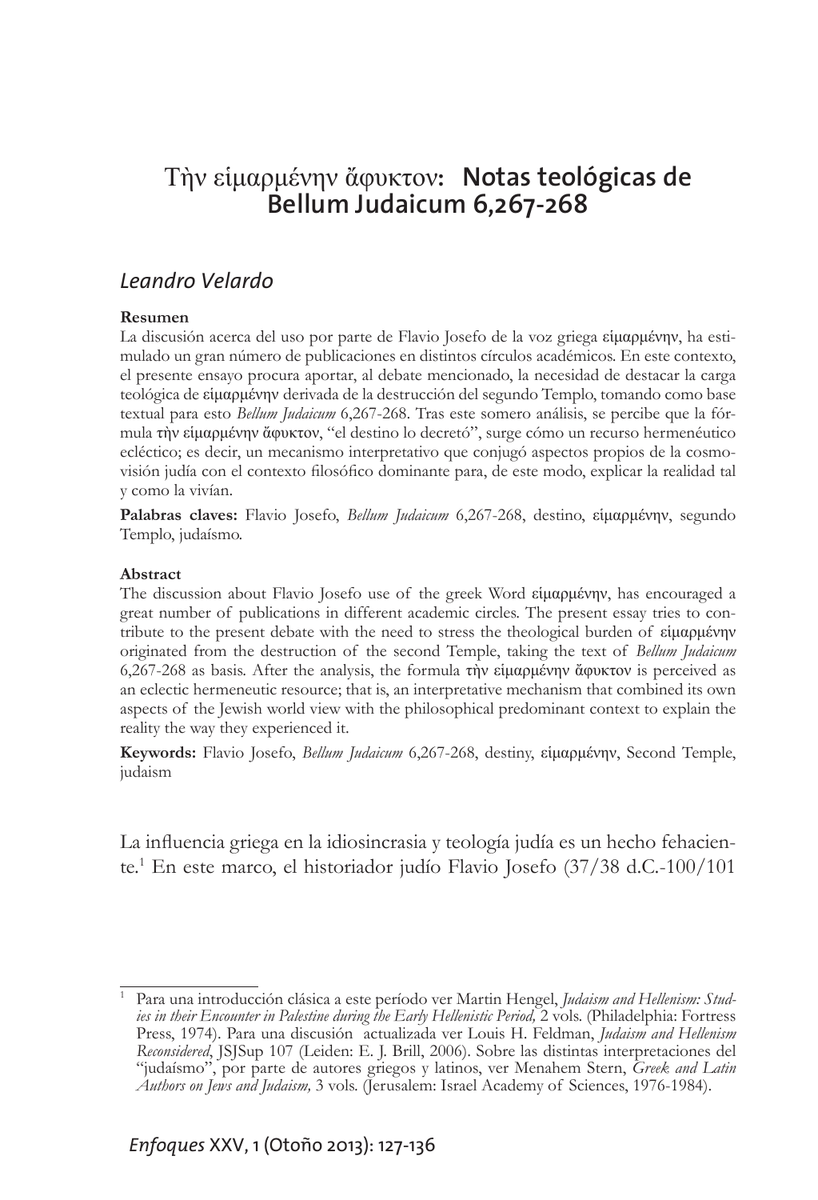# Τὴν εἱμαρμένην ἄφυκτον: Notas teológicas de Bellum Judaicum 6,267-268

*Leandro Velardo*

**Resumen**

La discusión acerca del uso por parte de Flavio Josefo de la voz griega εἱμαρμένην, ha estimulado un gran número de publicaciones en distintos círculos académicos. En este contexto, el presente ensayo procura aportar, al debate mencionado, la necesidad de destacar la carga teológica de εἱμαρμένην derivada de la destrucción del segundo Templo, tomando como base textual para esto *Bellum Judaicum* 6,267-268. Tras este somero análisis, se percibe que la fórmula τὴν εἱμαρμένην ἄφυκτον, "el destino lo decretó", surge cómo un recurso hermenéutico ecléctico; es decir, un mecanismo interpretativo que conjugó aspectos propios de la cosmovisión judía con el contexto filosófico dominante para, de este modo, explicar la realidad tal y como la vivían.

**Palabras claves:** Flavio Josefo, *Bellum Judaicum* 6,267-268, destino, εἱμαρμένην, segundo Templo, judaísmo.

**Abstract**

The discussion about Flavio Josefo use of the greek Word εἱμαρμένην, has encouraged a great number of publications in different academic circles. The present essay tries to contribute to the present debate with the need to stress the theological burden of εἱμαρμένην originated from the destruction of the second Temple, taking the text of *Bellum Judaicum* 6,267-268 as basis. After the analysis, the formula τὴν εἱμαρμένην ἄφυκτον is perceived as an eclectic hermeneutic resource; that is, an interpretative mechanism that combined its own aspects of the Jewish world view with the philosophical predominant context to explain the reality the way they experienced it.

**Keywords:** Flavio Josefo, *Bellum Judaicum* 6,267-268, destiny, εἱμαρμένην, Second Temple, judaism

La influencia griega en la idiosincrasia y teología judía es un hecho fehaciente.[1] En este marco, el historiador judío Flavio Josefo (37/38 d.C.-100/101

---

[1] Para una introducción clásica a este período ver Martin Hengel, *Judaism and Hellenism: Studies in their Encounter in Palestine during the Early Hellenistic Period,* 2 vols. (Philadelphia: Fortress Press, 1974). Para una discusión actualizada ver Louis H. Feldman, *Judaism and Hellenism Reconsidered*, JSJSup 107 (Leiden: E. J. Brill, 2006). Sobre las distintas interpretaciones del "judaísmo", por parte de autores griegos y latinos, ver Menahem Stern, *Greek and Latin Authors on Jews and Judaism,* 3 vols. (Jerusalem: Israel Academy of Sciences, 1976-1984).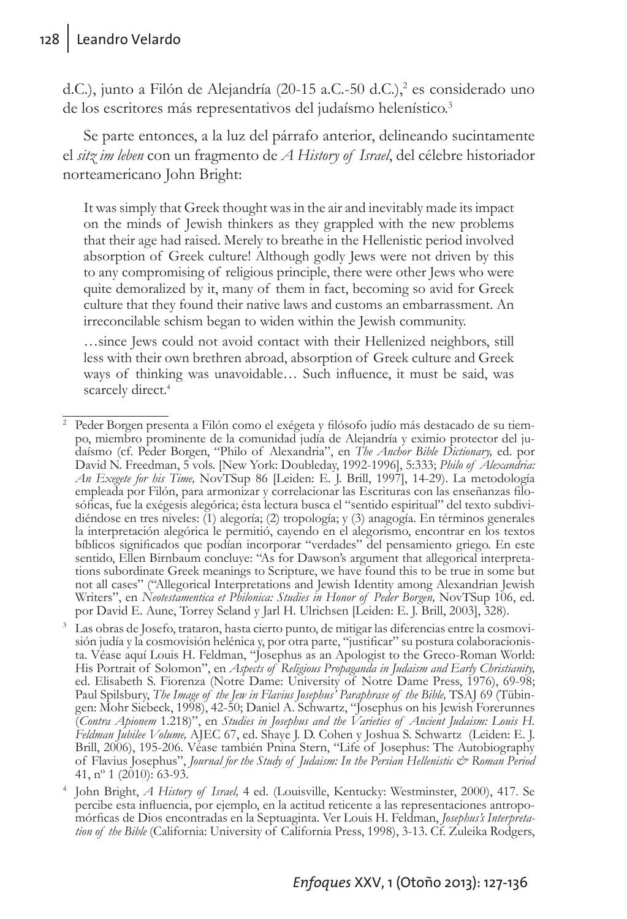d.C.), junto a Filón de Alejandría (20-15 a.C.-50 d.C.),[2] es considerado uno de los escritores más representativos del judaísmo helenístico.[3]

Se parte entonces, a la luz del párrafo anterior, delineando sucintamente el *sitz im leben* con un fragmento de *A History of Israel*, del célebre historiador norteamericano John Bright:

> It was simply that Greek thought was in the air and inevitably made its impact on the minds of Jewish thinkers as they grappled with the new problems that their age had raised. Merely to breathe in the Hellenistic period involved absorption of Greek culture! Although godly Jews were not driven by this to any compromising of religious principle, there were other Jews who were quite demoralized by it, many of them in fact, becoming so avid for Greek culture that they found their native laws and customs an embarrassment. An irreconcilable schism began to widen within the Jewish community.
>
> …since Jews could not avoid contact with their Hellenized neighbors, still less with their own brethren abroad, absorption of Greek culture and Greek ways of thinking was unavoidable… Such influence, it must be said, was scarcely direct.[4]

---

[2] Peder Borgen presenta a Filón como el exégeta y filósofo judío más destacado de su tiempo, miembro prominente de la comunidad judía de Alejandría y eximio protector del judaísmo (cf. Peder Borgen, "Philo of Alexandria", en *The Anchor Bible Dictionary,* ed. por David N. Freedman, 5 vols. [New York: Doubleday, 1992-1996], 5:333; *Philo of Alexandria: An Exegete for his Time,* NovTSup 86 [Leiden: E. J. Brill, 1997], 14-29). La metodología empleada por Filón, para armonizar y correlacionar las Escrituras con las enseñanzas filosóficas, fue la exégesis alegórica; ésta lectura busca el "sentido espiritual" del texto subdividiéndose en tres niveles: (1) alegoría; (2) tropología; y (3) anagogía. En términos generales la interpretación alegórica le permitió, cayendo en el alegorismo, encontrar en los textos bíblicos significados que podían incorporar "verdades" del pensamiento griego. En este sentido, Ellen Birnbaum concluye: "As for Dawson's argument that allegorical interpretations subordinate Greek meanings to Scripture, we have found this to be true in some but not all cases" ("Allegorical Interpretations and Jewish Identity among Alexandrian Jewish Writers", en *Neotestamentica et Philonica: Studies in Honor of Peder Borgen,* NovTSup 106, ed. por David E. Aune, Torrey Seland y Jarl H. Ulrichsen [Leiden: E. J. Brill, 2003], 328).

[3] Las obras de Josefo, trataron, hasta cierto punto, de mitigar las diferencias entre la cosmovisión judía y la cosmovisión helénica y, por otra parte, "justificar" su postura colaboracionista. Véase aquí Louis H. Feldman, "Josephus as an Apologist to the Greco-Roman World: His Portrait of Solomon", en *Aspects of Religious Propaganda in Judaism and Early Christianity,* ed. Elisabeth S. Fiorenza (Notre Dame: University of Notre Dame Press, 1976), 69-98; Paul Spilsbury, *The Image of the Jew in Flavius Josephus' Paraphrase of the Bible,* TSAJ 69 (Tübingen: Mohr Siebeck, 1998), 42-50; Daniel A. Schwartz, "Josephus on his Jewish Forerunnes (*Contra Apionem* 1.218)", en *Studies in Josephus and the Varieties of Ancient Judaism: Louis H. Feldman Jubilee Volume,* AJEC 67, ed. Shaye J. D. Cohen y Joshua S. Schwartz (Leiden: E. J. Brill, 2006), 195-206. Véase también Pnina Stern, "Life of Josephus: The Autobiography of Flavius Josephus", *Journal for the Study of Judaism: In the Persian Hellenistic & Roman Period* 41, nº 1 (2010): 63-93.

[4] John Bright, *A History of Israel,* 4 ed. (Louisville, Kentucky: Westminster, 2000), 417. Se percibe esta influencia, por ejemplo, en la actitud reticente a las representaciones antropomórficas de Dios encontradas en la Septuaginta. Ver Louis H. Feldman, *Josephus's Interpretation of the Bible* (California: University of California Press, 1998), 3-13. Cf. Zuleika Rodgers,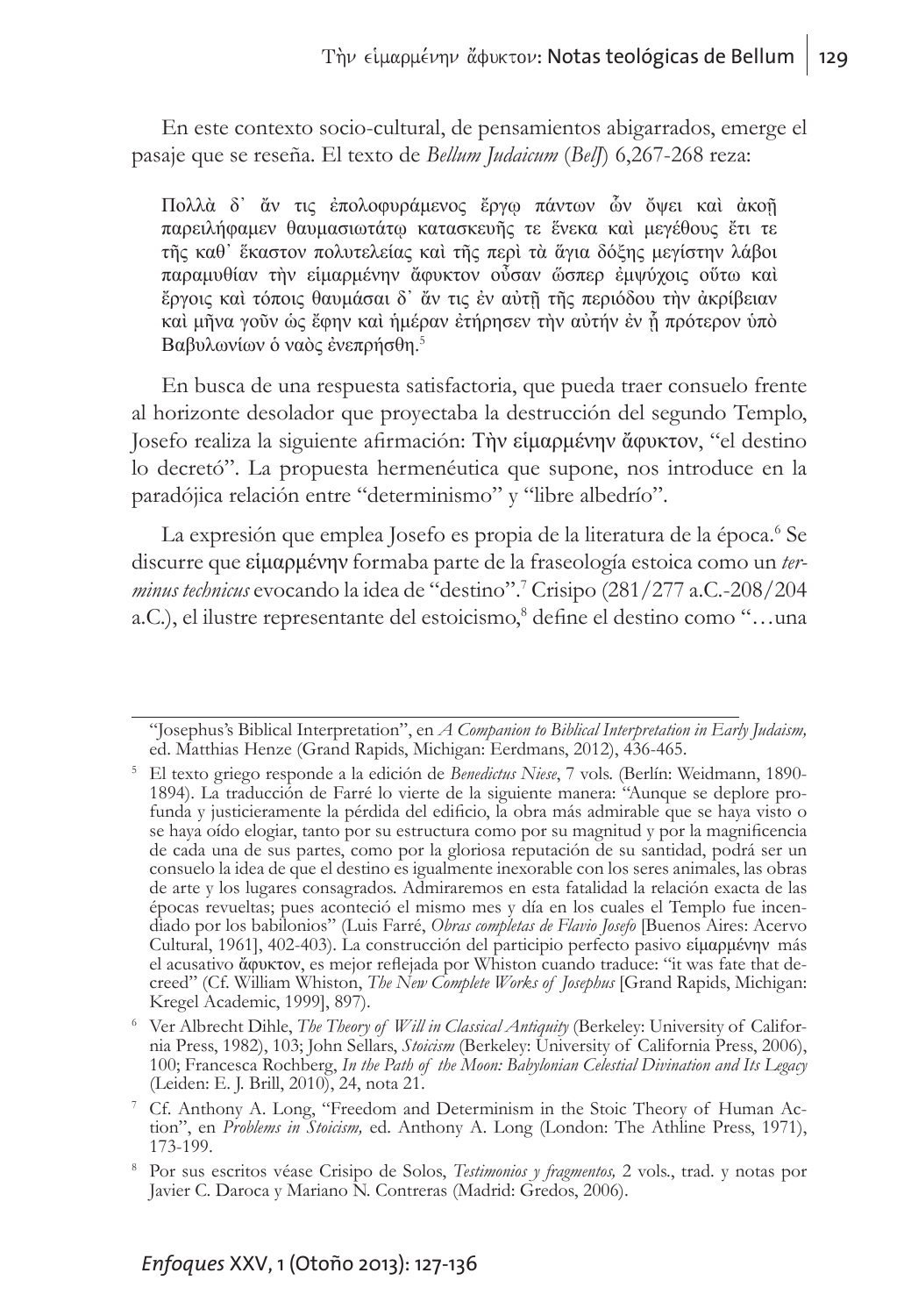En este contexto socio-cultural, de pensamientos abigarrados, emerge el pasaje que se reseña. El texto de *Bellum Judaicum* (*BelJ*) 6,267-268 reza:

> Πολλὰ δ᾽ ἄν τις ἐπολοφυράμενος ἔργῳ πάντων ὧν ὄψει καὶ ἀκοῇ παρειλήφαμεν θαυμασιωτάτῳ κατασκευῆς τε ἕνεκα καὶ μεγέθους ἔτι τε τῆς καθ᾽ ἕκαστον πολυτελείας καὶ τῆς περὶ τὰ ἅγια δόξης μεγίστην λάβοι παραμυθίαν τὴν εἱμαρμένην ἄφυκτον οὖσαν ὥσπερ ἐμψύχοις οὕτω καὶ ἔργοις καὶ τόποις θαυμάσαι δ᾽ ἄν τις ἐν αὐτῇ τῆς περιόδου τὴν ἀκρίβειαν καὶ μῆνα γοῦν ὡς ἔφην καὶ ἡμέραν ἐτήρησεν τὴν αὐτήν ἐν ᾗ πρότερον ὑπὸ Βαβυλωνίων ὁ ναὸς ἐνεπρήσθη.[5]

En busca de una respuesta satisfactoria, que pueda traer consuelo frente al horizonte desolador que proyectaba la destrucción del segundo Templo, Josefo realiza la siguiente afirmación: Τὴν εἱμαρμένην ἄφυκτον, "el destino lo decretó". La propuesta hermenéutica que supone, nos introduce en la paradójica relación entre "determinismo" y "libre albedrío".

La expresión que emplea Josefo es propia de la literatura de la época.[6] Se discurre que εἱμαρμένην formaba parte de la fraseología estoica como un *terminus technicus* evocando la idea de "destino".[7] Crisipo (281/277 a.C.-208/204 a.C.), el ilustre representante del estoicismo,[8] define el destino como "…una

---

"Josephus's Biblical Interpretation", en *A Companion to Biblical Interpretation in Early Judaism,* ed. Matthias Henze (Grand Rapids, Michigan: Eerdmans, 2012), 436-465.

[5] El texto griego responde a la edición de *Benedictus Niese*, 7 vols. (Berlín: Weidmann, 1890-1894). La traducción de Farré lo vierte de la siguiente manera: "Aunque se deplore profunda y justicieramente la pérdida del edificio, la obra más admirable que se haya visto o se haya oído elogiar, tanto por su estructura como por su magnitud y por la magnificencia de cada una de sus partes, como por la gloriosa reputación de su santidad, podrá ser un consuelo la idea de que el destino es igualmente inexorable con los seres animales, las obras de arte y los lugares consagrados. Admiraremos en esta fatalidad la relación exacta de las épocas revueltas; pues aconteció el mismo mes y día en los cuales el Templo fue incendiado por los babilonios" (Luis Farré, *Obras completas de Flavio Josefo* [Buenos Aires: Acervo Cultural, 1961], 402-403). La construcción del participio perfecto pasivo εἱμαρμένην más el acusativo ἄφυκτον, es mejor reflejada por Whiston cuando traduce: "it was fate that decreed" (Cf. William Whiston, *The New Complete Works of Josephus* [Grand Rapids, Michigan: Kregel Academic, 1999], 897).

[6] Ver Albrecht Dihle, *The Theory of Will in Classical Antiquity* (Berkeley: University of California Press, 1982), 103; John Sellars, *Stoicism* (Berkeley: University of California Press, 2006), 100; Francesca Rochberg, *In the Path of the Moon: Babylonian Celestial Divination and Its Legacy* (Leiden: E. J. Brill, 2010), 24, nota 21.

[7] Cf. Anthony A. Long, "Freedom and Determinism in the Stoic Theory of Human Action", en *Problems in Stoicism,* ed. Anthony A. Long (London: The Athline Press, 1971), 173-199.

[8] Por sus escritos véase Crisipo de Solos, *Testimonios y fragmentos,* 2 vols., trad. y notas por Javier C. Daroca y Mariano N. Contreras (Madrid: Gredos, 2006).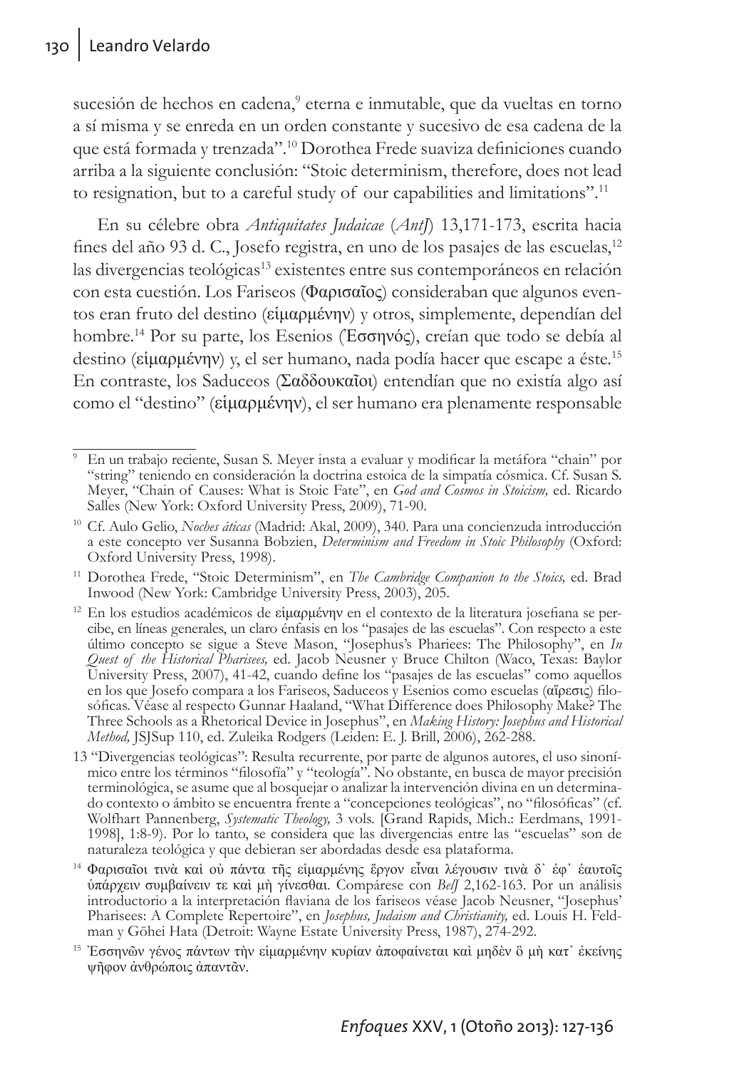sucesión de hechos en cadena,[9] eterna e inmutable, que da vueltas en torno a sí misma y se enreda en un orden constante y sucesivo de esa cadena de la que está formada y trenzada".[10] Dorothea Frede suaviza definiciones cuando arriba a la siguiente conclusión: "Stoic determinism, therefore, does not lead to resignation, but to a careful study of our capabilities and limitations".[11]

En su célebre obra *Antiquitates Judaicae* (*AntJ*) 13,171-173, escrita hacia fines del año 93 d. C., Josefo registra, en uno de los pasajes de las escuelas,[12] las divergencias teológicas[13] existentes entre sus contemporáneos en relación con esta cuestión. Los Fariseos (Φαρισαῖος) consideraban que algunos eventos eran fruto del destino (εἱμαρμένην) y otros, simplemente, dependían del hombre.[14] Por su parte, los Esenios (Ἐσσηνός), creían que todo se debía al destino (εἱμαρμένην) y, el ser humano, nada podía hacer que escape a éste.[15] En contraste, los Saduceos (Σαδδουκαῖοι) entendían que no existía algo así como el "destino" (εἱμαρμένην), el ser humano era plenamente responsable

---

[9] En un trabajo reciente, Susan S. Meyer insta a evaluar y modificar la metáfora "chain" por "string" teniendo en consideración la doctrina estoica de la simpatía cósmica. Cf. Susan S. Meyer, "Chain of Causes: What is Stoic Fate", en *God and Cosmos in Stoicism,* ed. Ricardo Salles (New York: Oxford University Press, 2009), 71-90.

[10] Cf. Aulo Gelio, *Noches áticas* (Madrid: Akal, 2009), 340. Para una concienzuda introducción a este concepto ver Susanna Bobzien, *Determinism and Freedom in Stoic Philosophy* (Oxford: Oxford University Press, 1998).

[11] Dorothea Frede, "Stoic Determinism", en *The Cambridge Companion to the Stoics,* ed. Brad Inwood (New York: Cambridge University Press, 2003), 205.

[12] En los estudios académicos de εἱμαρμένην en el contexto de la literatura josefiana se percibe, en líneas generales, un claro énfasis en los "pasajes de las escuelas". Con respecto a este último concepto se sigue a Steve Mason, "Josephus's Phariees: The Philosophy", en *In Quest of the Historical Pharisees,* ed. Jacob Neusner y Bruce Chilton (Waco, Texas: Baylor University Press, 2007), 41-42, cuando define los "pasajes de las escuelas" como aquellos en los que Josefo compara a los Fariseos, Saduceos y Esenios como escuelas (αἵρεσις) filosóficas. Véase al respecto Gunnar Haaland, "What Difference does Philosophy Make? The Three Schools as a Rhetorical Device in Josephus", en *Making History: Josephus and Historical Method,* JSJSup 110, ed. Zuleika Rodgers (Leiden: E. J. Brill, 2006), 262-288.

[13] "Divergencias teológicas": Resulta recurrente, por parte de algunos autores, el uso sinonímico entre los términos "filosofía" y "teología". No obstante, en busca de mayor precisión terminológica, se asume que al bosquejar o analizar la intervención divina en un determinado contexto o ámbito se encuentra frente a "concepciones teológicas", no "filosóficas" (cf. Wolfhart Pannenberg, *Systematic Theology,* 3 vols. [Grand Rapids, Mich.: Eerdmans, 1991-1998], 1:8-9). Por lo tanto, se considera que las divergencias entre las "escuelas" son de naturaleza teológica y que debieran ser abordadas desde esa plataforma.

[14] Φαρισαῖοι τινὰ καὶ οὐ πάντα τῆς εἱμαρμένης ἔργον εἶναι λέγουσιν τινὰ δ᾽ ἐφ᾽ ἑαυτοῖς ὑπάρχειν συμβαίνειν τε καὶ μὴ γίνεσθαι. Compárese con *BelJ* 2,162-163. Por un análisis introductorio a la interpretación flaviana de los fariseos véase Jacob Neusner, "Josephus' Pharisees: A Complete Repertoire", en *Josephus, Judaism and Christianity,* ed. Louis H. Feldman y Gōhei Hata (Detroit: Wayne Estate University Press, 1987), 274-292.

[15] Ἐσσηνῶν γένος πάντων τὴν εἱμαρμένην κυρίαν ἀποφαίνεται καὶ μηδὲν ὃ μὴ κατ᾽ ἐκείνης ψῆφον ἀνθρώποις ἀπαντᾶν.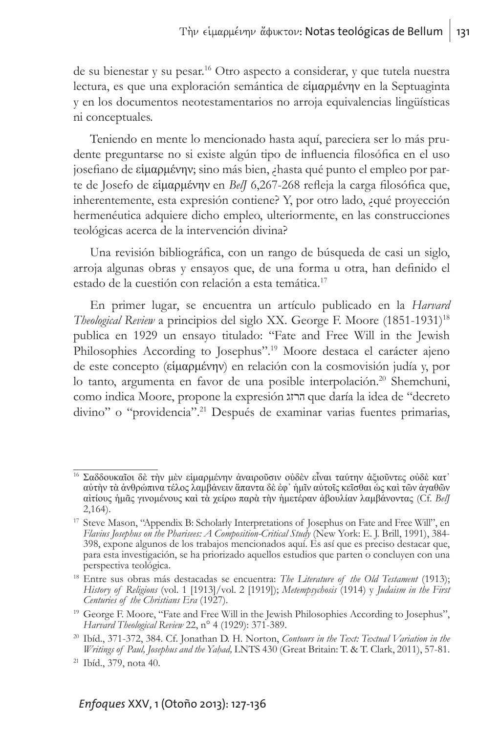de su bienestar y su pesar.[16] Otro aspecto a considerar, y que tutela nuestra lectura, es que una exploración semántica de εἱμαρμένην en la Septuaginta y en los documentos neotestamentarios no arroja equivalencias lingüísticas ni conceptuales.

Teniendo en mente lo mencionado hasta aquí, pareciera ser lo más prudente preguntarse no si existe algún tipo de influencia filosófica en el uso josefiano de εἱμαρμένην; sino más bien, ¿hasta qué punto el empleo por parte de Josefo de εἱμαρμένην en *BelJ* 6,267-268 refleja la carga filosófica que, inherentemente, esta expresión contiene? Y, por otro lado, ¿qué proyección hermenéutica adquiere dicho empleo, ulteriormente, en las construcciones teológicas acerca de la intervención divina?

Una revisión bibliográfica, con un rango de búsqueda de casi un siglo, arroja algunas obras y ensayos que, de una forma u otra, han definido el estado de la cuestión con relación a esta temática.[17]

En primer lugar, se encuentra un artículo publicado en la *Harvard Theological Review* a principios del siglo XX. George F. Moore (1851-1931)[18] publica en 1929 un ensayo titulado: "Fate and Free Will in the Jewish Philosophies According to Josephus".[19] Moore destaca el carácter ajeno de este concepto (εἱμαρμένην) en relación con la cosmovisión judía y, por lo tanto, argumenta en favor de una posible interpolación.[20] Shemchuni, como indica Moore, propone la expresión הרזג que daría la idea de "decreto divino" o "providencia".[21] Después de examinar varias fuentes primarias,

---

[16] Σαδδουκαῖοι δὲ τὴν μὲν εἱμαρμένην ἀναιροῦσιν οὐδὲν εἶναι ταύτην ἀξιοῦντες οὐδὲ κατ᾽ αὐτὴν τὰ ἀνθρώπινα τέλος λαμβάνειν ἅπαντα δὲ ἐφ᾽ ἡμῖν αὐτοῖς κεῖσθαι ὡς καὶ τῶν ἀγαθῶν αἰτίους ἡμᾶς γινομένους καὶ τὰ χείρω παρὰ τὴν ἡμετέραν ἀβουλίαν λαμβάνοντας (Cf. *BelJ* 2,164).

[17] Steve Mason, "Appendix B: Scholarly Interpretations of Josephus on Fate and Free Will", en *Flavius Josephus on the Pharisees: A Composition-Critical Study* (New York: E. J. Brill, 1991), 384-398, expone algunos de los trabajos mencionados aquí. Es así que es preciso destacar que, para esta investigación, se ha priorizado aquellos estudios que parten o concluyen con una perspectiva teológica.

[18] Entre sus obras más destacadas se encuentra: *The Literature of the Old Testament* (1913); *History of Religions* (vol. 1 [1913]/vol. 2 [1919]); *Metempsychosis* (1914) y *Judaism in the First Centuries of the Christians Era* (1927).

[19] George F. Moore, "Fate and Free Will in the Jewish Philosophies According to Josephus", *Harvard Theological Review* 22, n° 4 (1929): 371-389.

[20] Ibíd., 371-372, 384. Cf. Jonathan D. H. Norton, *Contours in the Text: Textual Variation in the Writings of Paul, Josephus and the Yaḥad,* LNTS 430 (Great Britain: T. & T. Clark, 2011), 57-81.

[21] Ibíd., 379, nota 40.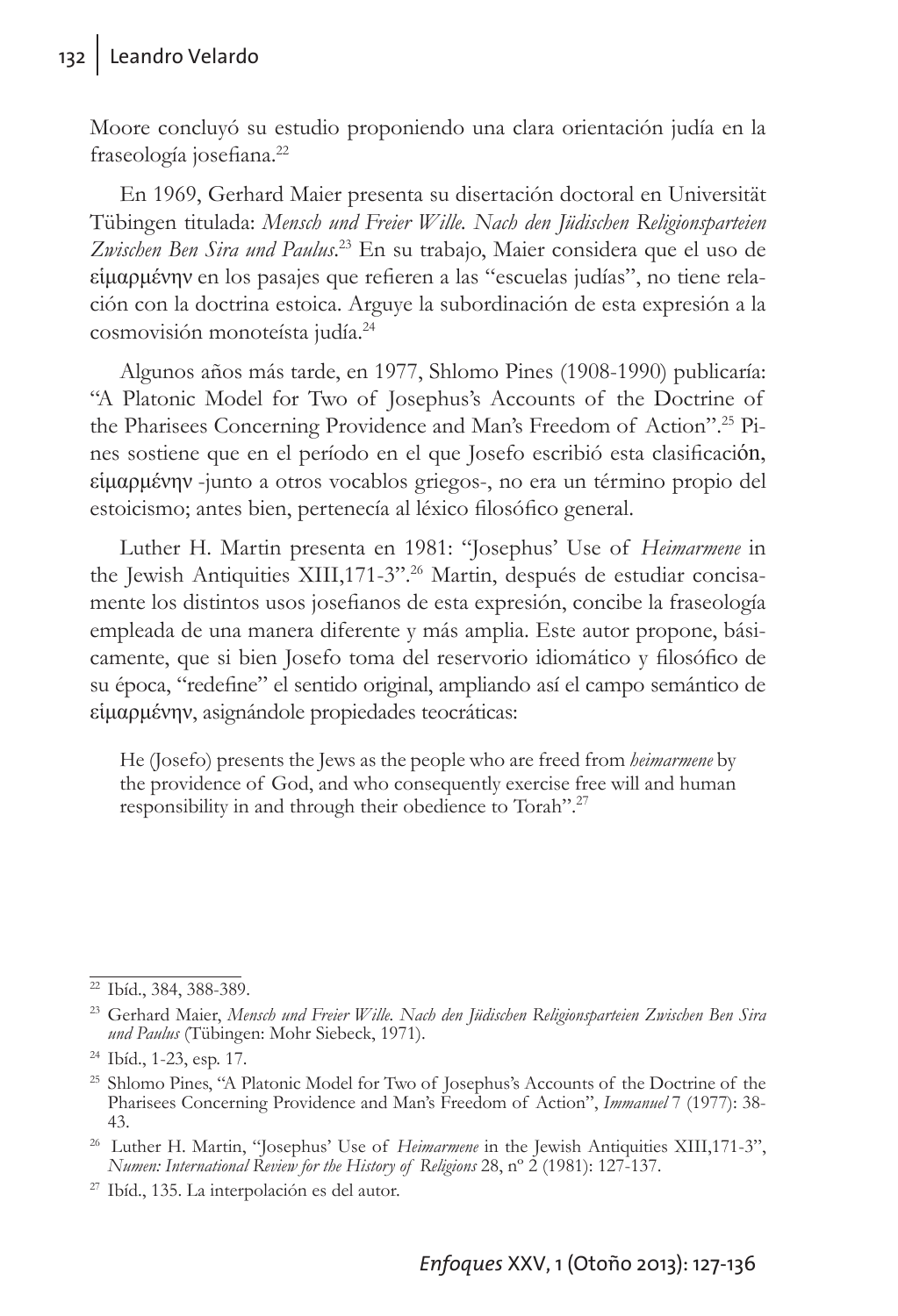Moore concluyó su estudio proponiendo una clara orientación judía en la fraseología josefiana.[22]

En 1969, Gerhard Maier presenta su disertación doctoral en Universität Tübingen titulada: *Mensch und Freier Wille. Nach den Jüdischen Religionsparteien Zwischen Ben Sira und Paulus*.[23] En su trabajo, Maier considera que el uso de εἱμαρμένην en los pasajes que refieren a las "escuelas judías", no tiene relación con la doctrina estoica. Arguye la subordinación de esta expresión a la cosmovisión monoteísta judía.[24]

Algunos años más tarde, en 1977, Shlomo Pines (1908-1990) publicaría: "A Platonic Model for Two of Josephus's Accounts of the Doctrine of the Pharisees Concerning Providence and Man's Freedom of Action".[25] Pines sostiene que en el período en el que Josefo escribió esta clasificación, εἱμαρμένην -junto a otros vocablos griegos-, no era un término propio del estoicismo; antes bien, pertenecía al léxico filosófico general.

Luther H. Martin presenta en 1981: "Josephus' Use of *Heimarmene* in the Jewish Antiquities XIII,171-3".[26] Martin, después de estudiar concisamente los distintos usos josefianos de esta expresión, concibe la fraseología empleada de una manera diferente y más amplia. Este autor propone, básicamente, que si bien Josefo toma del reservorio idiomático y filosófico de su época, "redefine" el sentido original, ampliando así el campo semántico de εἱμαρμένην, asignándole propiedades teocráticas:

> He (Josefo) presents the Jews as the people who are freed from *heimarmene* by the providence of God, and who consequently exercise free will and human responsibility in and through their obedience to Torah".[27]

---

[22] Ibíd., 384, 388-389.

[23] Gerhard Maier, *Mensch und Freier Wille. Nach den Jüdischen Religionsparteien Zwischen Ben Sira und Paulus* (Tübingen: Mohr Siebeck, 1971).

[24] Ibíd., 1-23, esp. 17.

[25] Shlomo Pines, "A Platonic Model for Two of Josephus's Accounts of the Doctrine of the Pharisees Concerning Providence and Man's Freedom of Action", *Immanuel* 7 (1977): 38-43.

[26] Luther H. Martin, "Josephus' Use of *Heimarmene* in the Jewish Antiquities XIII,171-3", *Numen: International Review for the History of Religions* 28, nº 2 (1981): 127-137.

[27] Ibíd., 135. La interpolación es del autor.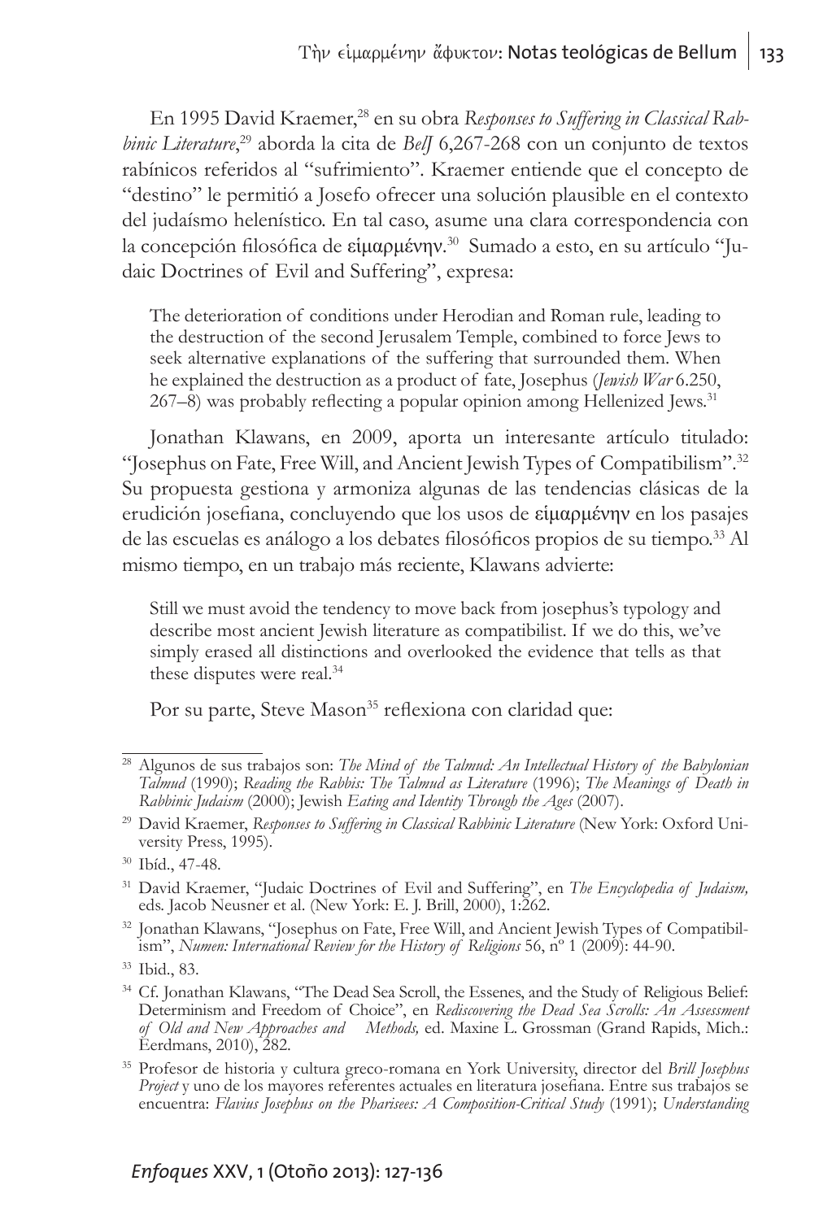En 1995 David Kraemer,[28] en su obra *Responses to Suffering in Classical Rabbinic Literature*,[29] aborda la cita de *BelJ* 6,267-268 con un conjunto de textos rabínicos referidos al "sufrimiento". Kraemer entiende que el concepto de "destino" le permitió a Josefo ofrecer una solución plausible en el contexto del judaísmo helenístico. En tal caso, asume una clara correspondencia con la concepción filosófica de εἱμαρμένην.[30] Sumado a esto, en su artículo "Judaic Doctrines of Evil and Suffering", expresa:

> The deterioration of conditions under Herodian and Roman rule, leading to the destruction of the second Jerusalem Temple, combined to force Jews to seek alternative explanations of the suffering that surrounded them. When he explained the destruction as a product of fate, Josephus (*Jewish War* 6.250, 267–8) was probably reflecting a popular opinion among Hellenized Jews.[31]

Jonathan Klawans, en 2009, aporta un interesante artículo titulado: "Josephus on Fate, Free Will, and Ancient Jewish Types of Compatibilism".[32] Su propuesta gestiona y armoniza algunas de las tendencias clásicas de la erudición josefiana, concluyendo que los usos de εἱμαρμένην en los pasajes de las escuelas es análogo a los debates filosóficos propios de su tiempo.[33] Al mismo tiempo, en un trabajo más reciente, Klawans advierte:

> Still we must avoid the tendency to move back from josephus's typology and describe most ancient Jewish literature as compatibilist. If we do this, we've simply erased all distinctions and overlooked the evidence that tells as that these disputes were real.[34]

Por su parte, Steve Mason[35] reflexiona con claridad que:

---

[28] Algunos de sus trabajos son: *The Mind of the Talmud: An Intellectual History of the Babylonian Talmud* (1990); *Reading the Rabbis: The Talmud as Literature* (1996); *The Meanings of Death in Rabbinic Judaism* (2000); Jewish *Eating and Identity Through the Ages* (2007).

[29] David Kraemer, *Responses to Suffering in Classical Rabbinic Literature* (New York: Oxford University Press, 1995).

[30] Ibíd., 47-48.

[31] David Kraemer, "Judaic Doctrines of Evil and Suffering", en *The Encyclopedia of Judaism,* eds. Jacob Neusner et al. (New York: E. J. Brill, 2000), 1:262.

[32] Jonathan Klawans, "Josephus on Fate, Free Will, and Ancient Jewish Types of Compatibilism", *Numen: International Review for the History of Religions* 56, nº 1 (2009): 44-90.

[33] Ibid., 83.

[34] Cf. Jonathan Klawans, "The Dead Sea Scroll, the Essenes, and the Study of Religious Belief: Determinism and Freedom of Choice", en *Rediscovering the Dead Sea Scrolls: An Assessment of Old and New Approaches and Methods,* ed. Maxine L. Grossman (Grand Rapids, Mich.: Eerdmans, 2010), 282.

[35] Profesor de historia y cultura greco-romana en York University, director del *Brill Josephus Project* y uno de los mayores referentes actuales en literatura josefiana. Entre sus trabajos se encuentra: *Flavius Josephus on the Pharisees: A Composition-Critical Study* (1991); *Understanding*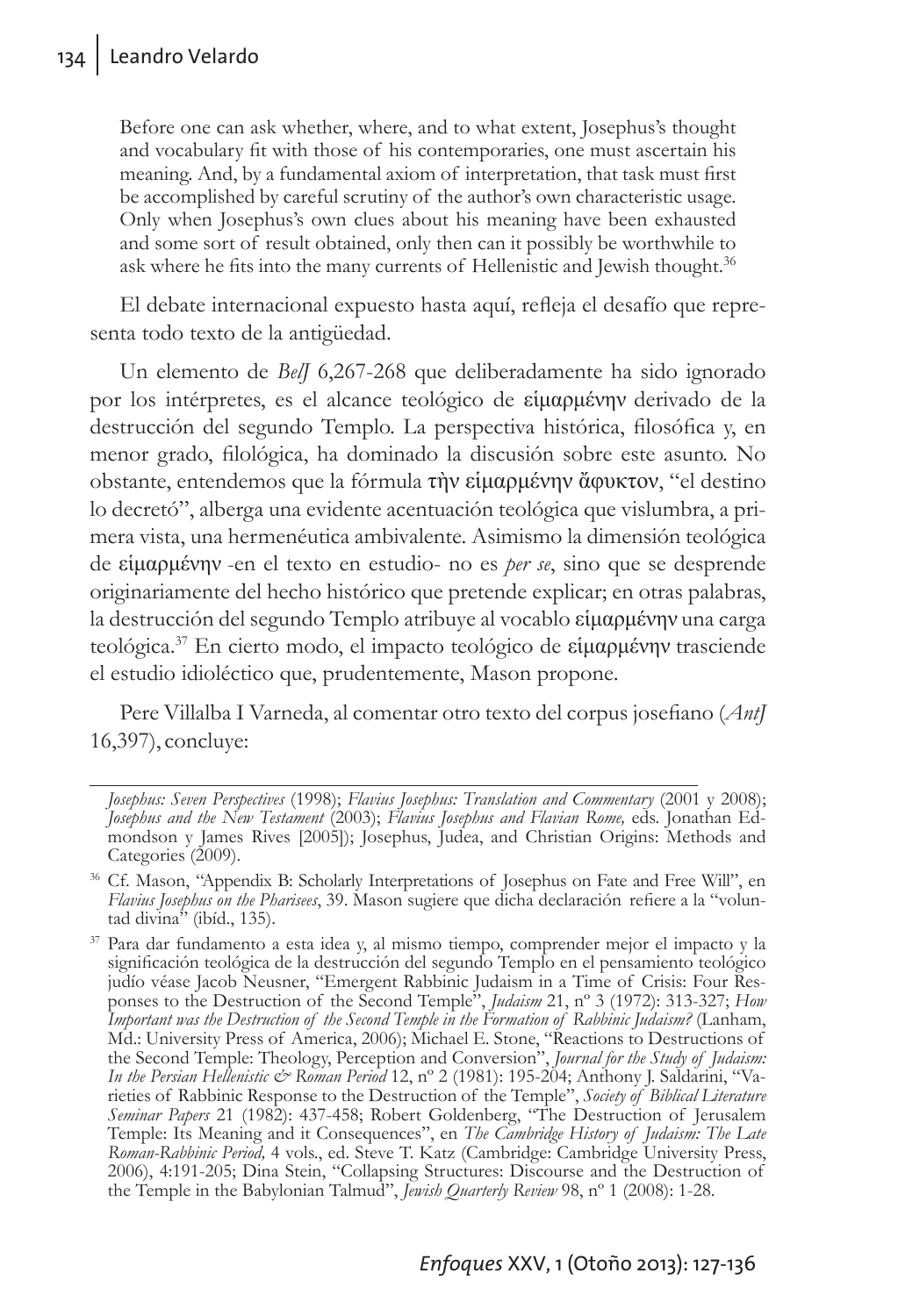> Before one can ask whether, where, and to what extent, Josephus's thought and vocabulary fit with those of his contemporaries, one must ascertain his meaning. And, by a fundamental axiom of interpretation, that task must first be accomplished by careful scrutiny of the author's own characteristic usage. Only when Josephus's own clues about his meaning have been exhausted and some sort of result obtained, only then can it possibly be worthwhile to ask where he fits into the many currents of Hellenistic and Jewish thought.[36]

El debate internacional expuesto hasta aquí, refleja el desafío que representa todo texto de la antigüedad.

Un elemento de *BelJ* 6,267-268 que deliberadamente ha sido ignorado por los intérpretes, es el alcance teológico de εἱμαρμένην derivado de la destrucción del segundo Templo. La perspectiva histórica, filosófica y, en menor grado, filológica, ha dominado la discusión sobre este asunto. No obstante, entendemos que la fórmula τὴν εἱμαρμένην ἄφυκτον, "el destino lo decretó", alberga una evidente acentuación teológica que vislumbra, a primera vista, una hermenéutica ambivalente. Asimismo la dimensión teológica de εἱμαρμένην -en el texto en estudio- no es *per se*, sino que se desprende originariamente del hecho histórico que pretende explicar; en otras palabras, la destrucción del segundo Templo atribuye al vocablo εἱμαρμένην una carga teológica.[37] En cierto modo, el impacto teológico de εἱμαρμένην trasciende el estudio idioléctico que, prudentemente, Mason propone.

Pere Villalba I Varneda, al comentar otro texto del corpus josefiano (*AntJ* 16,397), concluye:

---

*Josephus: Seven Perspectives* (1998); *Flavius Josephus: Translation and Commentary* (2001 y 2008); *Josephus and the New Testament* (2003); *Flavius Josephus and Flavian Rome,* eds. Jonathan Edmondson y James Rives [2005]); Josephus, Judea, and Christian Origins: Methods and Categories (2009).

[36] Cf. Mason, "Appendix B: Scholarly Interpretations of Josephus on Fate and Free Will", en *Flavius Josephus on the Pharisees*, 39. Mason sugiere que dicha declaración refiere a la "voluntad divina" (ibíd., 135).

[37] Para dar fundamento a esta idea y, al mismo tiempo, comprender mejor el impacto y la significación teológica de la destrucción del segundo Templo en el pensamiento teológico judío véase Jacob Neusner, "Emergent Rabbinic Judaism in a Time of Crisis: Four Responses to the Destruction of the Second Temple", *Judaism* 21, nº 3 (1972): 313-327; *How Important was the Destruction of the Second Temple in the Formation of Rabbinic Judaism?* (Lanham, Md.: University Press of America, 2006); Michael E. Stone, "Reactions to Destructions of the Second Temple: Theology, Perception and Conversion", *Journal for the Study of Judaism: In the Persian Hellenistic & Roman Period* 12, nº 2 (1981): 195-204; Anthony J. Saldarini, "Varieties of Rabbinic Response to the Destruction of the Temple", *Society of Biblical Literature Seminar Papers* 21 (1982): 437-458; Robert Goldenberg, "The Destruction of Jerusalem Temple: Its Meaning and it Consequences", en *The Cambridge History of Judaism: The Late Roman-Rabbinic Period,* 4 vols., ed. Steve T. Katz (Cambridge: Cambridge University Press, 2006), 4:191-205; Dina Stein, "Collapsing Structures: Discourse and the Destruction of the Temple in the Babylonian Talmud", *Jewish Quarterly Review* 98, nº 1 (2008): 1-28.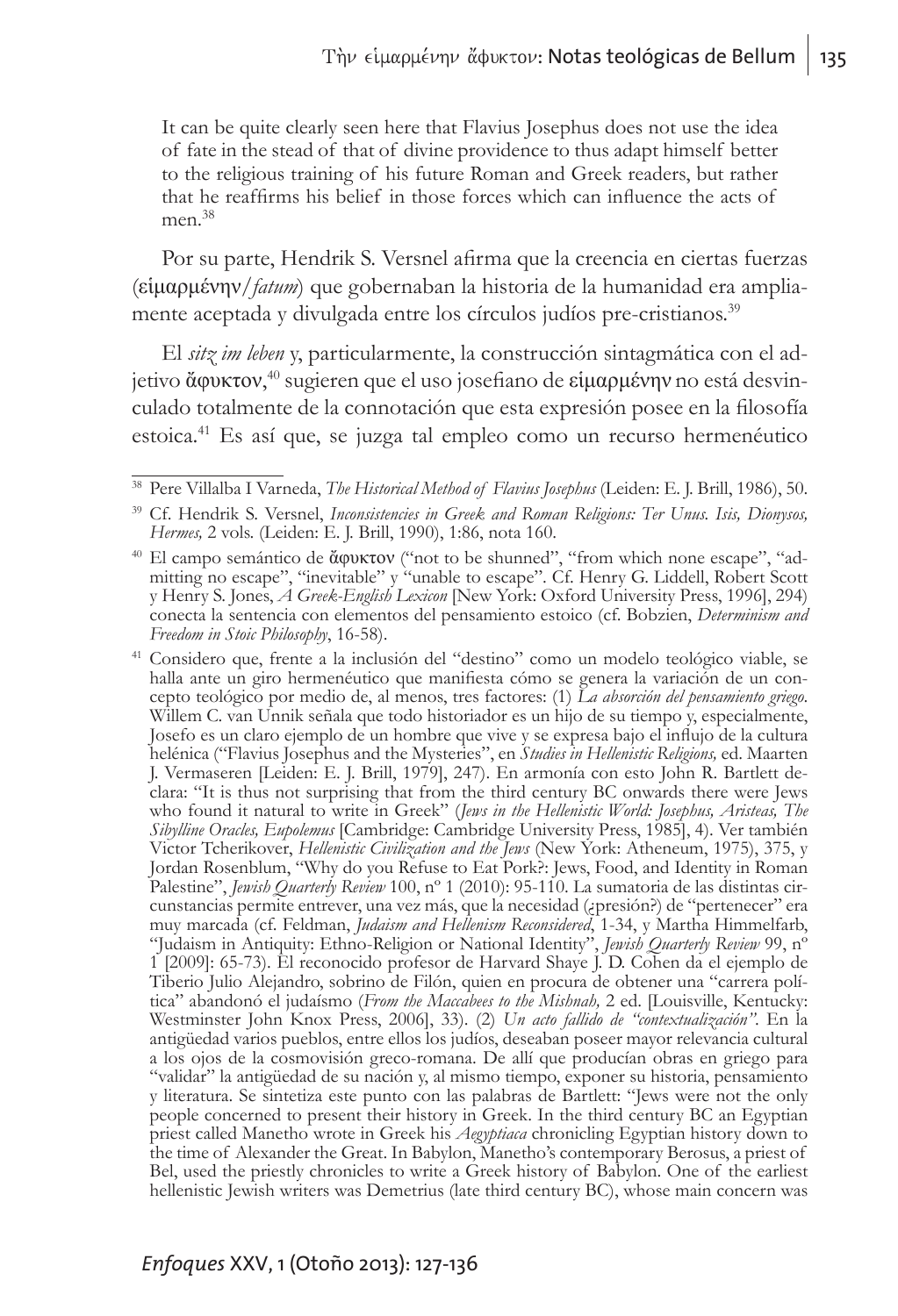It can be quite clearly seen here that Flavius Josephus does not use the idea of fate in the stead of that of divine providence to thus adapt himself better to the religious training of his future Roman and Greek readers, but rather that he reaffirms his belief in those forces which can influence the acts of men.[38]

Por su parte, Hendrik S. Versnel afirma que la creencia en ciertas fuerzas (εἱμαρμένην/*fatum*) que gobernaban la historia de la humanidad era ampliamente aceptada y divulgada entre los círculos judíos pre-cristianos.[39]

El *sitz im leben* y, particularmente, la construcción sintagmática con el adjetivo ἄφυκτον,[40] sugieren que el uso josefiano de εἱμαρμένην no está desvinculado totalmente de la connotación que esta expresión posee en la filosofía estoica.[41] Es así que, se juzga tal empleo como un recurso hermenéutico

---

[38] Pere Villalba I Varneda, *The Historical Method of Flavius Josephus* (Leiden: E. J. Brill, 1986), 50.

[39] Cf. Hendrik S. Versnel, *Inconsistencies in Greek and Roman Religions: Ter Unus. Isis, Dionysos, Hermes,* 2 vols. (Leiden: E. J. Brill, 1990), 1:86, nota 160.

[40] El campo semántico de ἄφυκτον ("not to be shunned", "from which none escape", "admitting no escape", "inevitable" y "unable to escape". Cf. Henry G. Liddell, Robert Scott y Henry S. Jones, *A Greek-English Lexicon* [New York: Oxford University Press, 1996], 294) conecta la sentencia con elementos del pensamiento estoico (cf. Bobzien, *Determinism and Freedom in Stoic Philosophy*, 16-58).

[41] Considero que, frente a la inclusión del "destino" como un modelo teológico viable, se halla ante un giro hermenéutico que manifiesta cómo se genera la variación de un concepto teológico por medio de, al menos, tres factores: (1) *La absorción del pensamiento griego.* Willem C. van Unnik señala que todo historiador es un hijo de su tiempo y, especialmente, Josefo es un claro ejemplo de un hombre que vive y se expresa bajo el influjo de la cultura helénica ("Flavius Josephus and the Mysteries", en *Studies in Hellenistic Religions,* ed. Maarten J. Vermaseren [Leiden: E. J. Brill, 1979], 247). En armonía con esto John R. Bartlett declara: "It is thus not surprising that from the third century BC onwards there were Jews who found it natural to write in Greek" (*Jews in the Hellenistic World: Josephus, Aristeas, The Sibylline Oracles, Eupolemus* [Cambridge: Cambridge University Press, 1985], 4). Ver también Victor Tcherikover, *Hellenistic Civilization and the Jews* (New York: Atheneum, 1975), 375, y Jordan Rosenblum, "Why do you Refuse to Eat Pork?: Jews, Food, and Identity in Roman Palestine", *Jewish Quarterly Review* 100, nº 1 (2010): 95-110. La sumatoria de las distintas circunstancias permite entrever, una vez más, que la necesidad (¿presión?) de "pertenecer" era muy marcada (cf. Feldman, *Judaism and Hellenism Reconsidered*, 1-34, y Martha Himmelfarb, "Judaism in Antiquity: Ethno-Religion or National Identity", *Jewish Quarterly Review* 99, nº 1 [2009]: 65-73). El reconocido profesor de Harvard Shaye J. D. Cohen da el ejemplo de Tiberio Julio Alejandro, sobrino de Filón, quien en procura de obtener una "carrera política" abandonó el judaísmo (*From the Maccabees to the Mishnah,* 2 ed. [Louisville, Kentucky: Westminster John Knox Press, 2006], 33). (2) *Un acto fallido de "contextualización".* En la antigüedad varios pueblos, entre ellos los judíos, deseaban poseer mayor relevancia cultural a los ojos de la cosmovisión greco-romana. De allí que producían obras en griego para "validar" la antigüedad de su nación y, al mismo tiempo, exponer su historia, pensamiento y literatura. Se sintetiza este punto con las palabras de Bartlett: "Jews were not the only people concerned to present their history in Greek. In the third century BC an Egyptian priest called Manetho wrote in Greek his *Aegyptiaca* chronicling Egyptian history down to the time of Alexander the Great. In Babylon, Manetho's contemporary Berosus, a priest of Bel, used the priestly chronicles to write a Greek history of Babylon. One of the earliest hellenistic Jewish writers was Demetrius (late third century BC), whose main concern was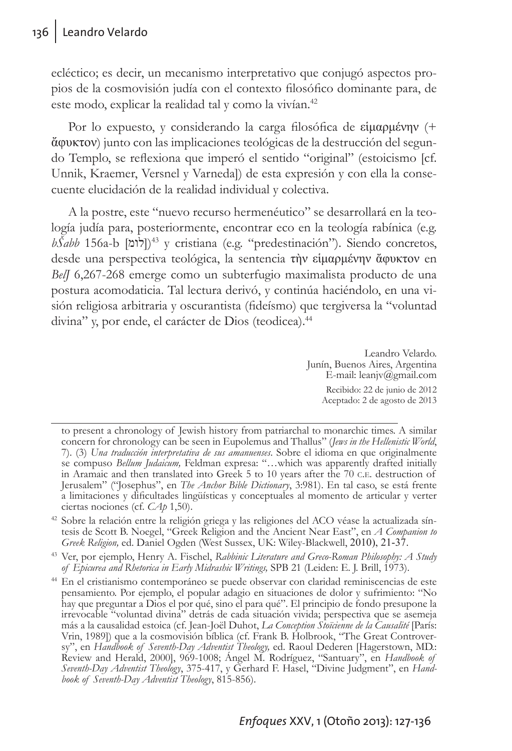ecléctico; es decir, un mecanismo interpretativo que conjugó aspectos propios de la cosmovisión judía con el contexto filosófico dominante para, de este modo, explicar la realidad tal y como la vivían.[42]

Por lo expuesto, y considerando la carga filosófica de εἱμαρμένην (+ ἄφυκτον) junto con las implicaciones teológicas de la destrucción del segundo Templo, se reflexiona que imperó el sentido "original" (estoicismo [cf. Unnik, Kraemer, Versnel y Varneda]) de esta expresión y con ella la consecuente elucidación de la realidad individual y colectiva.

A la postre, este "nuevo recurso hermenéutico" se desarrollará en la teología judía para, posteriormente, encontrar eco en la teología rabínica (e.g. *bŠabb* 156a-b [לומ])[43] y cristiana (e.g. "predestinación"). Siendo concretos, desde una perspectiva teológica, la sentencia τὴν εἱμαρμένην ἄφυκτον en *BelJ* 6,267-268 emerge como un subterfugio maximalista producto de una postura acomodaticia. Tal lectura derivó, y continúa haciéndolo, en una visión religiosa arbitraria y oscurantista (fideísmo) que tergiversa la "voluntad divina" y, por ende, el carácter de Dios (teodicea).[44]

Leandro Velardo.
Junín, Buenos Aires, Argentina
E-mail: leanjv@gmail.com
Recibido: 22 de junio de 2012
Aceptado: 2 de agosto de 2013

---

to present a chronology of Jewish history from patriarchal to monarchic times. A similar concern for chronology can be seen in Eupolemus and Thallus" (*Jews in the Hellenistic World*, 7). (3) *Una traducción interpretativa de sus amanuenses*. Sobre el idioma en que originalmente se compuso *Bellum Judaicum,* Feldman expresa: "…which was apparently drafted initially in Aramaic and then translated into Greek 5 to 10 years after the 70 C.E. destruction of Jerusalem" ("Josephus", en *The Anchor Bible Dictionary*, 3:981). En tal caso, se está frente a limitaciones y dificultades lingüísticas y conceptuales al momento de articular y verter ciertas nociones (cf. *CAp* 1,50).

[42] Sobre la relación entre la religión griega y las religiones del ACO véase la actualizada síntesis de Scott B. Noegel, "Greek Religion and the Ancient Near East", en *A Companion to Greek Religion,* ed. Daniel Ogden (West Sussex, UK: Wiley-Blackwell, 2010), 21-37.

[43] Ver, por ejemplo, Henry A. Fischel, *Rabbinic Literature and Greco-Roman Philosophy: A Study of Epicurea and Rhetorica in Early Midrashic Writings,* SPB 21 (Leiden: E. J. Brill, 1973).

[44] En el cristianismo contemporáneo se puede observar con claridad reminiscencias de este pensamiento. Por ejemplo, el popular adagio en situaciones de dolor y sufrimiento: "No hay que preguntar a Dios el por qué, sino el para qué". El principio de fondo presupone la irrevocable "voluntad divina" detrás de cada situación vivida; perspectiva que se asemeja más a la causalidad estoica (cf. Jean-Joël Duhot, *La Conception Stoïcienne de la Causalité* [París: Vrin, 1989]) que a la cosmovisión bíblica (cf. Frank B. Holbrook, "The Great Controversy", en *Handbook of Seventh-Day Adventist Theology,* ed. Raoul Dederen [Hagerstown, MD.: Review and Herald, 2000], 969-1008; Ángel M. Rodríguez, "Santuary", en *Handbook of Seventh-Day Adventist Theology*, 375-417, y Gerhard F. Hasel, "Divine Judgment", en *Handbook of Seventh-Day Adventist Theology*, 815-856).